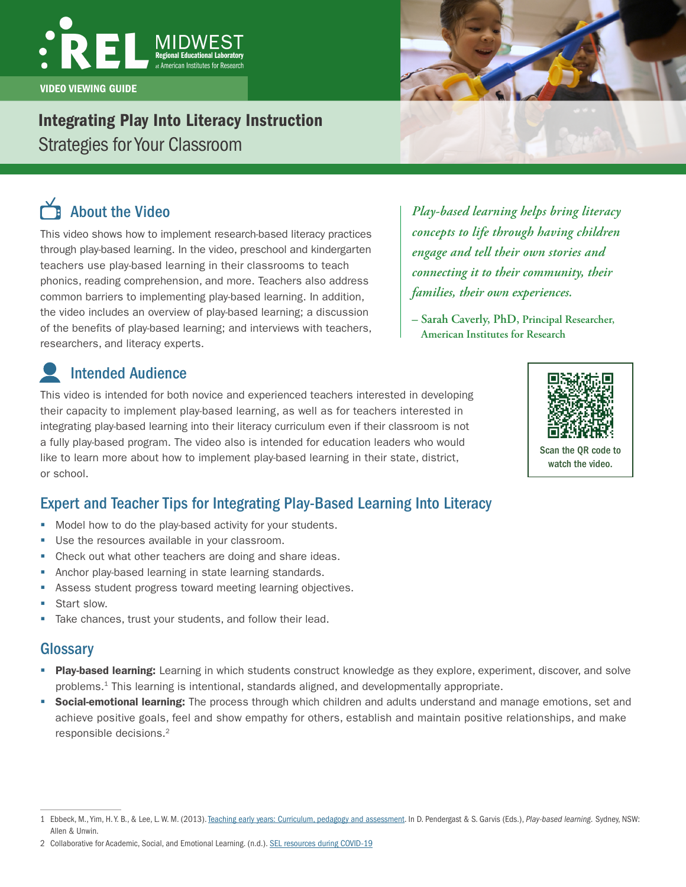REL MIDWEST
Regional Educational Laboratory at American Institutes for Research

VIDEO VIEWING GUIDE

# Integrating Play Into Literacy Instruction
## Strategies for Your Classroom

## About the Video

This video shows how to implement research-based literacy practices through play-based learning. In the video, preschool and kindergarten teachers use play-based learning in their classrooms to teach phonics, reading comprehension, and more. Teachers also address common barriers to implementing play-based learning. In addition, the video includes an overview of play-based learning; a discussion of the benefits of play-based learning; and interviews with teachers, researchers, and literacy experts.

> *Play-based learning helps bring literacy concepts to life through having children engage and tell their own stories and connecting it to their community, their families, their own experiences.*
>
> – **Sarah Caverly, PhD,** Principal Researcher, American Institutes for Research

## Intended Audience

This video is intended for both novice and experienced teachers interested in developing their capacity to implement play-based learning, as well as for teachers interested in integrating play-based learning into their literacy curriculum even if their classroom is not a fully play-based program. The video also is intended for education leaders who would like to learn more about how to implement play-based learning in their state, district, or school.

Scan the QR code to watch the video.

## Expert and Teacher Tips for Integrating Play-Based Learning Into Literacy

- Model how to do the play-based activity for your students.
- Use the resources available in your classroom.
- Check out what other teachers are doing and share ideas.
- Anchor play-based learning in state learning standards.
- Assess student progress toward meeting learning objectives.
- Start slow.
- Take chances, trust your students, and follow their lead.

## Glossary

- **Play-based learning:** Learning in which students construct knowledge as they explore, experiment, discover, and solve problems.[1] This learning is intentional, standards aligned, and developmentally appropriate.
- **Social-emotional learning:** The process through which children and adults understand and manage emotions, set and achieve positive goals, feel and show empathy for others, establish and maintain positive relationships, and make responsible decisions.[2]

---

1 Ebbeck, M., Yim, H. Y. B., & Lee, L. W. M. (2013). Teaching early years: Curriculum, pedagogy and assessment. In D. Pendergast & S. Garvis (Eds.), *Play-based learning.* Sydney, NSW: Allen & Unwin.

2 Collaborative for Academic, Social, and Emotional Learning. (n.d.). SEL resources during COVID-19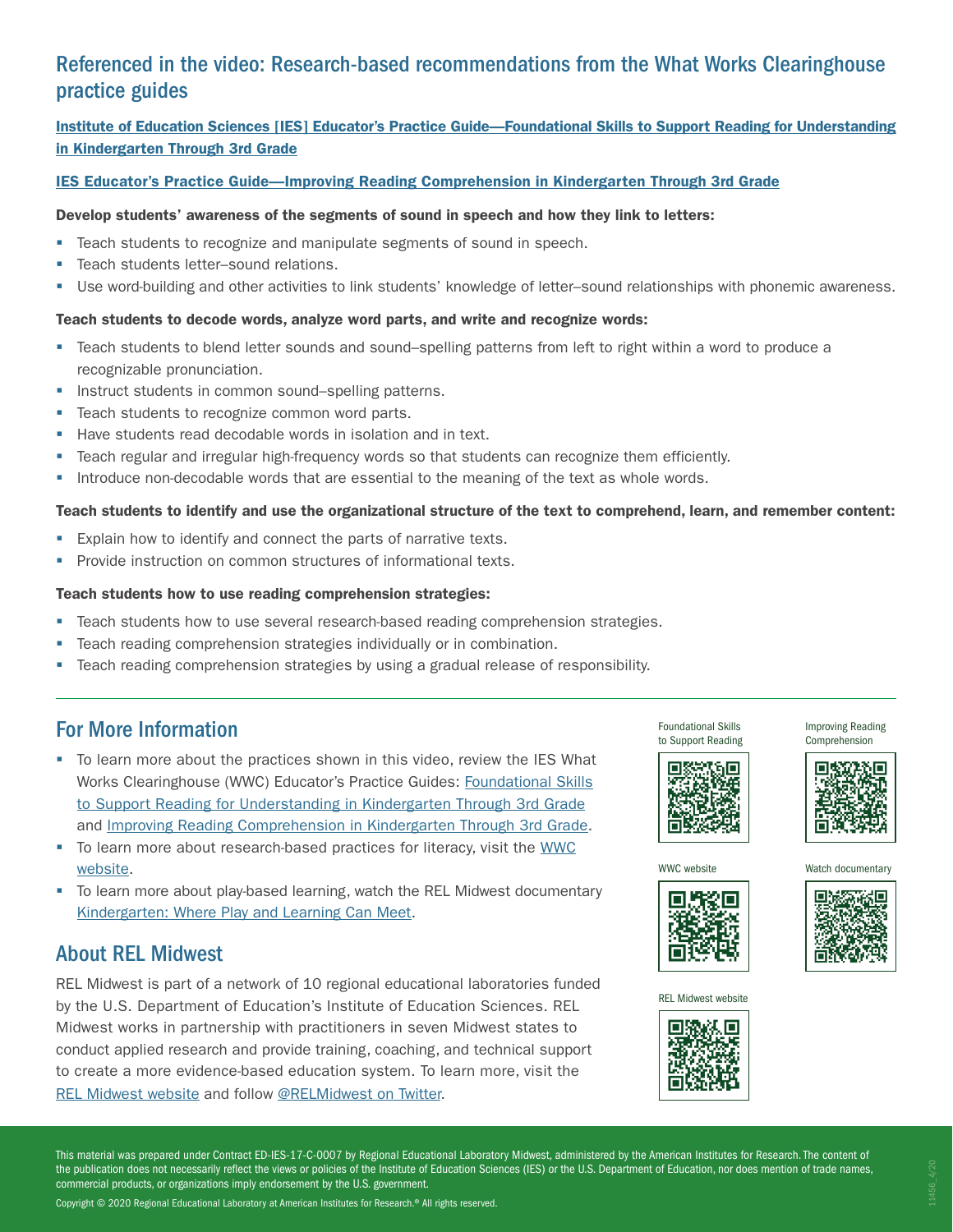## Referenced in the video: Research-based recommendations from the What Works Clearinghouse practice guides

**Institute of Education Sciences [IES] Educator's Practice Guide—Foundational Skills to Support Reading for Understanding in Kindergarten Through 3rd Grade**

**IES Educator's Practice Guide—Improving Reading Comprehension in Kindergarten Through 3rd Grade**

**Develop students' awareness of the segments of sound in speech and how they link to letters:**

- Teach students to recognize and manipulate segments of sound in speech.
- Teach students letter–sound relations.
- Use word-building and other activities to link students' knowledge of letter–sound relationships with phonemic awareness.

**Teach students to decode words, analyze word parts, and write and recognize words:**

- Teach students to blend letter sounds and sound–spelling patterns from left to right within a word to produce a recognizable pronunciation.
- Instruct students in common sound–spelling patterns.
- Teach students to recognize common word parts.
- Have students read decodable words in isolation and in text.
- Teach regular and irregular high-frequency words so that students can recognize them efficiently.
- Introduce non-decodable words that are essential to the meaning of the text as whole words.

**Teach students to identify and use the organizational structure of the text to comprehend, learn, and remember content:**

- Explain how to identify and connect the parts of narrative texts.
- Provide instruction on common structures of informational texts.

**Teach students how to use reading comprehension strategies:**

- Teach students how to use several research-based reading comprehension strategies.
- Teach reading comprehension strategies individually or in combination.
- Teach reading comprehension strategies by using a gradual release of responsibility.

## For More Information

- To learn more about the practices shown in this video, review the IES What Works Clearinghouse (WWC) Educator's Practice Guides: Foundational Skills to Support Reading for Understanding in Kindergarten Through 3rd Grade and Improving Reading Comprehension in Kindergarten Through 3rd Grade.
- To learn more about research-based practices for literacy, visit the WWC website.
- To learn more about play-based learning, watch the REL Midwest documentary Kindergarten: Where Play and Learning Can Meet.

Foundational Skills to Support Reading

Improving Reading Comprehension

WWC website

Watch documentary

REL Midwest website

## About REL Midwest

REL Midwest is part of a network of 10 regional educational laboratories funded by the U.S. Department of Education's Institute of Education Sciences. REL Midwest works in partnership with practitioners in seven Midwest states to conduct applied research and provide training, coaching, and technical support to create a more evidence-based education system. To learn more, visit the REL Midwest website and follow @RELMidwest on Twitter.

This material was prepared under Contract ED-IES-17-C-0007 by Regional Educational Laboratory Midwest, administered by the American Institutes for Research. The content of the publication does not necessarily reflect the views or policies of the Institute of Education Sciences (IES) or the U.S. Department of Education, nor does mention of trade names, commercial products, or organizations imply endorsement by the U.S. government.

Copyright © 2020 Regional Educational Laboratory at American Institutes for Research.® All rights reserved.

11456_4/20